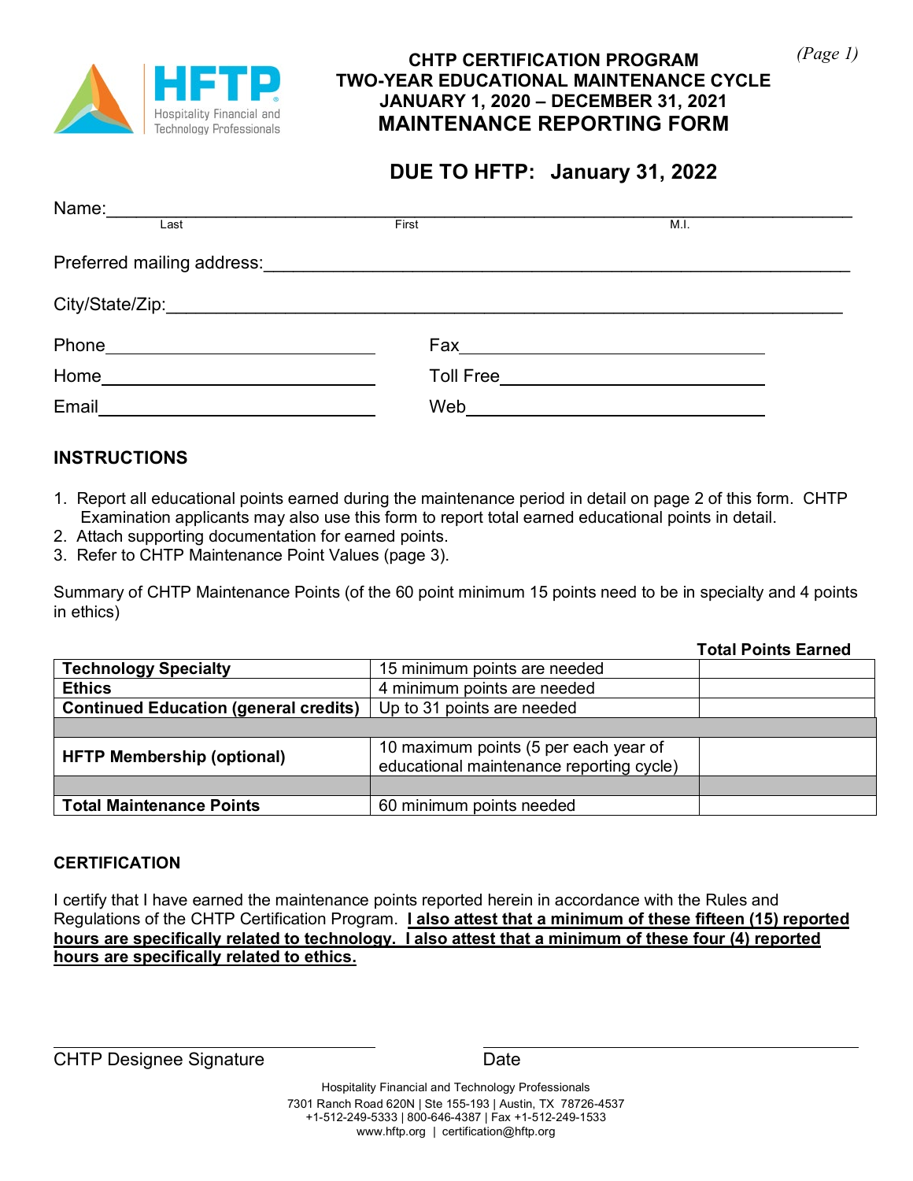# CHTP CERTIFICATION PROGRAM
# TWO-YEAR EDUCATIONAL MAINTENANCE CYCLE
# JANUARY 1, 2020 – DECEMBER 31, 2021
# MAINTENANCE REPORTING FORM

## DUE TO HFTP: January 31, 2022

Name:\_\_\_\_\_\_\_\_\_\_\_\_\_\_\_\_\_\_\_\_\_\_\_\_\_\_\_\_\_\_\_\_\_\_\_\_\_\_\_\_\_\_\_\_\_\_\_\_\_\_\_\_\_\_\_\_\_\_\_\_\_\_\_\_\_\_\_\_
Last First M.I.

Preferred mailing address:\_\_\_\_\_\_\_\_\_\_\_\_\_\_\_\_\_\_\_\_\_\_\_\_\_\_\_\_\_\_\_\_\_\_\_\_\_\_\_\_\_\_\_\_\_\_\_\_\_\_

City/State/Zip:\_\_\_\_\_\_\_\_\_\_\_\_\_\_\_\_\_\_\_\_\_\_\_\_\_\_\_\_\_\_\_\_\_\_\_\_\_\_\_\_\_\_\_\_\_\_\_\_\_\_\_\_\_\_\_\_\_\_\_

Phone\_\_\_\_\_\_\_\_\_\_\_\_\_\_\_\_\_\_\_\_\_\_\_\_\_\_\_\_ Fax\_\_\_\_\_\_\_\_\_\_\_\_\_\_\_\_\_\_\_\_\_\_\_\_\_\_\_\_

Home\_\_\_\_\_\_\_\_\_\_\_\_\_\_\_\_\_\_\_\_\_\_\_\_\_\_\_\_ Toll Free\_\_\_\_\_\_\_\_\_\_\_\_\_\_\_\_\_\_\_\_\_\_\_\_\_\_\_\_

Email\_\_\_\_\_\_\_\_\_\_\_\_\_\_\_\_\_\_\_\_\_\_\_\_\_\_\_\_ Web\_\_\_\_\_\_\_\_\_\_\_\_\_\_\_\_\_\_\_\_\_\_\_\_\_\_\_\_

### INSTRUCTIONS

1. Report all educational points earned during the maintenance period in detail on page 2 of this form. CHTP Examination applicants may also use this form to report total earned educational points in detail.
2. Attach supporting documentation for earned points.
3. Refer to CHTP Maintenance Point Values (page 3).

Summary of CHTP Maintenance Points (of the 60 point minimum 15 points need to be in specialty and 4 points in ethics)

| | | **Total Points Earned** |
|---|---|---|
| **Technology Specialty** | 15 minimum points are needed | |
| **Ethics** | 4 minimum points are needed | |
| **Continued Education (general credits)** | Up to 31 points are needed | |
| | | |
| **HFTP Membership (optional)** | 10 maximum points (5 per each year of educational maintenance reporting cycle) | |
| | | |
| **Total Maintenance Points** | 60 minimum points needed | |

### CERTIFICATION

I certify that I have earned the maintenance points reported herein in accordance with the Rules and Regulations of the CHTP Certification Program. **I also attest that a minimum of these fifteen (15) reported hours are specifically related to technology. I also attest that a minimum of these four (4) reported hours are specifically related to ethics.**

\_\_\_\_\_\_\_\_\_\_\_\_\_\_\_\_\_\_\_\_\_\_\_\_\_\_\_\_ \_\_\_\_\_\_\_\_\_\_\_\_\_\_\_\_\_\_\_\_\_\_\_\_\_\_\_\_
CHTP Designee Signature Date

Hospitality Financial and Technology Professionals
7301 Ranch Road 620N | Ste 155-193 | Austin, TX 78726-4537
+1-512-249-5333 | 800-646-4387 | Fax +1-512-249-1533
www.hftp.org | certification@hftp.org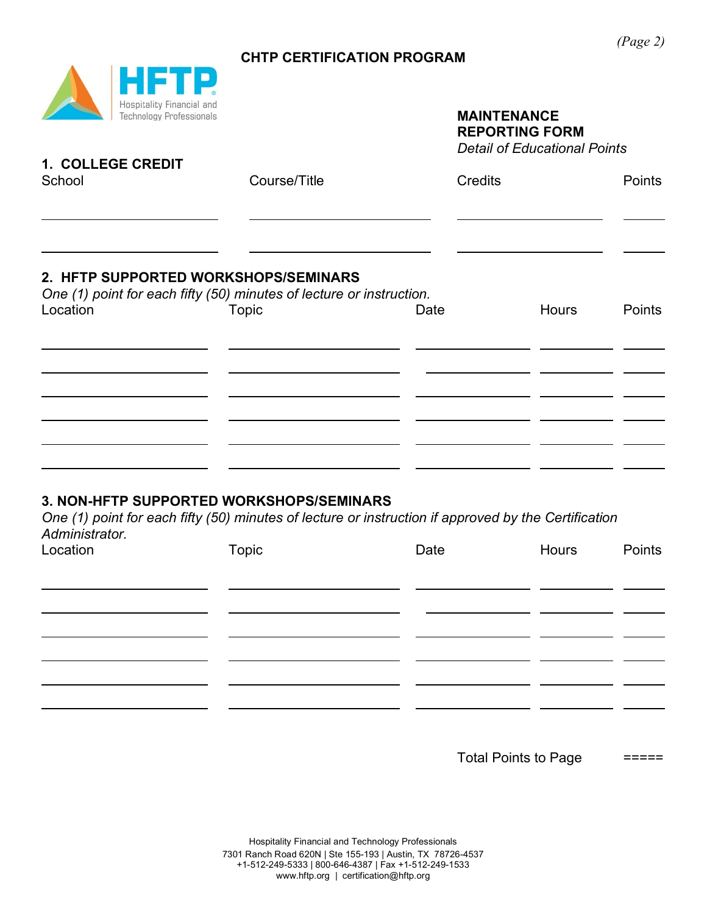# CHTP CERTIFICATION PROGRAM

HFTP Hospitality Financial and Technology Professionals

**MAINTENANCE REPORTING FORM**
*Detail of Educational Points*

## 1. COLLEGE CREDIT

| School | Course/Title | Credits | Points |
|---|---|---|---|
| | | | |
| | | | |

## 2. HFTP SUPPORTED WORKSHOPS/SEMINARS

*One (1) point for each fifty (50) minutes of lecture or instruction.*

| Location | Topic | Date | Hours | Points |
|---|---|---|---|---|
| | | | | |
| | | | | |
| | | | | |
| | | | | |
| | | | | |
| | | | | |

## 3. NON-HFTP SUPPORTED WORKSHOPS/SEMINARS

*One (1) point for each fifty (50) minutes of lecture or instruction if approved by the Certification Administrator.*

| Location | Topic | Date | Hours | Points |
|---|---|---|---|---|
| | | | | |
| | | | | |
| | | | | |
| | | | | |
| | | | | |
| | | | | |

Total Points to Page =====

Hospitality Financial and Technology Professionals
7301 Ranch Road 620N | Ste 155-193 | Austin, TX 78726-4537
+1-512-249-5333 | 800-646-4387 | Fax +1-512-249-1533
www.hftp.org | certification@hftp.org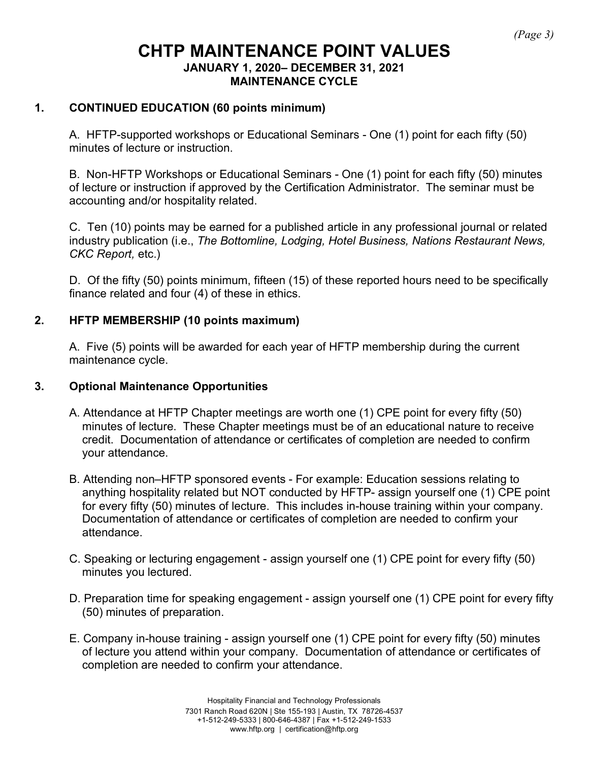# CHTP MAINTENANCE POINT VALUES

**JANUARY 1, 2020– DECEMBER 31, 2021**

**MAINTENANCE CYCLE**

## 1. CONTINUED EDUCATION (60 points minimum)

A. HFTP-supported workshops or Educational Seminars - One (1) point for each fifty (50) minutes of lecture or instruction.

B. Non-HFTP Workshops or Educational Seminars - One (1) point for each fifty (50) minutes of lecture or instruction if approved by the Certification Administrator. The seminar must be accounting and/or hospitality related.

C. Ten (10) points may be earned for a published article in any professional journal or related industry publication (i.e., *The Bottomline, Lodging, Hotel Business, Nations Restaurant News, CKC Report,* etc.)

D. Of the fifty (50) points minimum, fifteen (15) of these reported hours need to be specifically finance related and four (4) of these in ethics.

## 2. HFTP MEMBERSHIP (10 points maximum)

A. Five (5) points will be awarded for each year of HFTP membership during the current maintenance cycle.

## 3. Optional Maintenance Opportunities

A. Attendance at HFTP Chapter meetings are worth one (1) CPE point for every fifty (50) minutes of lecture. These Chapter meetings must be of an educational nature to receive credit. Documentation of attendance or certificates of completion are needed to confirm your attendance.

B. Attending non–HFTP sponsored events - For example: Education sessions relating to anything hospitality related but NOT conducted by HFTP- assign yourself one (1) CPE point for every fifty (50) minutes of lecture. This includes in-house training within your company. Documentation of attendance or certificates of completion are needed to confirm your attendance.

C. Speaking or lecturing engagement - assign yourself one (1) CPE point for every fifty (50) minutes you lectured.

D. Preparation time for speaking engagement - assign yourself one (1) CPE point for every fifty (50) minutes of preparation.

E. Company in-house training - assign yourself one (1) CPE point for every fifty (50) minutes of lecture you attend within your company. Documentation of attendance or certificates of completion are needed to confirm your attendance.

Hospitality Financial and Technology Professionals
7301 Ranch Road 620N | Ste 155-193 | Austin, TX 78726-4537
+1-512-249-5333 | 800-646-4387 | Fax +1-512-249-1533
www.hftp.org | certification@hftp.org